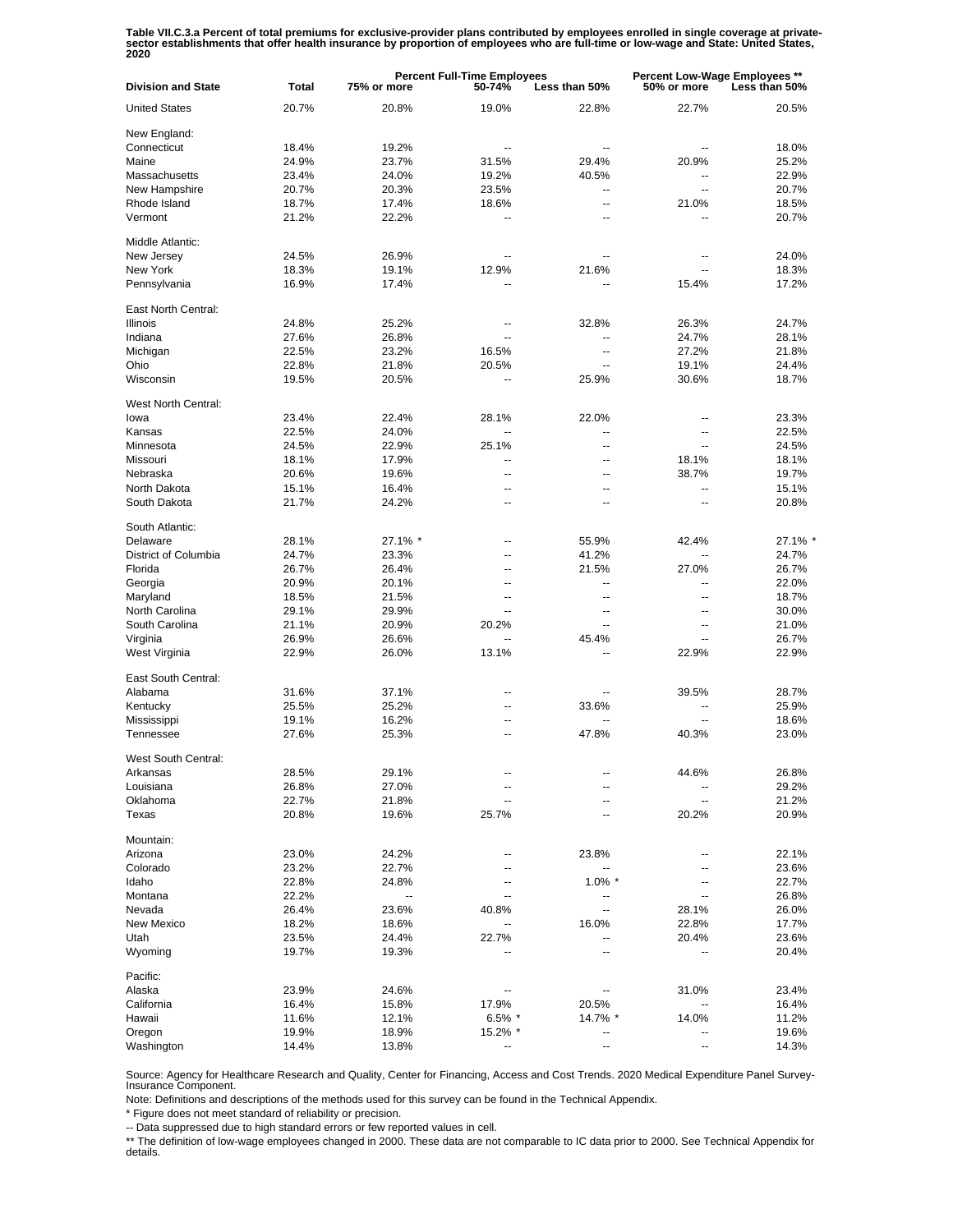**Table VII.C.3.a Percent of total premiums for exclusive-provider plans contributed by employees enrolled in single coverage at private-sector establishments that offer health insurance by proportion of employees who are full-time or low-wage and State: United States, 2020**

| Division and State | Total | Percent Full-Time Employees | | | Percent Low-Wage Employees ** | |
|---|---|---|---|---|---|---|
| | | 75% or more | 50-74% | Less than 50% | 50% or more | Less than 50% |
| United States | 20.7% | 20.8% | 19.0% | 22.8% | 22.7% | 20.5% |
| New England: | | | | | | |
| Connecticut | 18.4% | 19.2% | -- | -- | -- | 18.0% |
| Maine | 24.9% | 23.7% | 31.5% | 29.4% | 20.9% | 25.2% |
| Massachusetts | 23.4% | 24.0% | 19.2% | 40.5% | -- | 22.9% |
| New Hampshire | 20.7% | 20.3% | 23.5% | -- | -- | 20.7% |
| Rhode Island | 18.7% | 17.4% | 18.6% | -- | 21.0% | 18.5% |
| Vermont | 21.2% | 22.2% | -- | -- | -- | 20.7% |
| Middle Atlantic: | | | | | | |
| New Jersey | 24.5% | 26.9% | -- | -- | -- | 24.0% |
| New York | 18.3% | 19.1% | 12.9% | 21.6% | -- | 18.3% |
| Pennsylvania | 16.9% | 17.4% | -- | -- | 15.4% | 17.2% |
| East North Central: | | | | | | |
| Illinois | 24.8% | 25.2% | -- | 32.8% | 26.3% | 24.7% |
| Indiana | 27.6% | 26.8% | -- | -- | 24.7% | 28.1% |
| Michigan | 22.5% | 23.2% | 16.5% | -- | 27.2% | 21.8% |
| Ohio | 22.8% | 21.8% | 20.5% | -- | 19.1% | 24.4% |
| Wisconsin | 19.5% | 20.5% | -- | 25.9% | 30.6% | 18.7% |
| West North Central: | | | | | | |
| Iowa | 23.4% | 22.4% | 28.1% | 22.0% | -- | 23.3% |
| Kansas | 22.5% | 24.0% | -- | -- | -- | 22.5% |
| Minnesota | 24.5% | 22.9% | 25.1% | -- | -- | 24.5% |
| Missouri | 18.1% | 17.9% | -- | -- | 18.1% | 18.1% |
| Nebraska | 20.6% | 19.6% | -- | -- | 38.7% | 19.7% |
| North Dakota | 15.1% | 16.4% | -- | -- | -- | 15.1% |
| South Dakota | 21.7% | 24.2% | -- | -- | -- | 20.8% |
| South Atlantic: | | | | | | |
| Delaware | 28.1% | 27.1% * | -- | 55.9% | 42.4% | 27.1% * |
| District of Columbia | 24.7% | 23.3% | -- | 41.2% | -- | 24.7% |
| Florida | 26.7% | 26.4% | -- | 21.5% | 27.0% | 26.7% |
| Georgia | 20.9% | 20.1% | -- | -- | -- | 22.0% |
| Maryland | 18.5% | 21.5% | -- | -- | -- | 18.7% |
| North Carolina | 29.1% | 29.9% | -- | -- | -- | 30.0% |
| South Carolina | 21.1% | 20.9% | 20.2% | -- | -- | 21.0% |
| Virginia | 26.9% | 26.6% | -- | 45.4% | -- | 26.7% |
| West Virginia | 22.9% | 26.0% | 13.1% | -- | 22.9% | 22.9% |
| East South Central: | | | | | | |
| Alabama | 31.6% | 37.1% | -- | -- | 39.5% | 28.7% |
| Kentucky | 25.5% | 25.2% | -- | 33.6% | -- | 25.9% |
| Mississippi | 19.1% | 16.2% | -- | -- | -- | 18.6% |
| Tennessee | 27.6% | 25.3% | -- | 47.8% | 40.3% | 23.0% |
| West South Central: | | | | | | |
| Arkansas | 28.5% | 29.1% | -- | -- | 44.6% | 26.8% |
| Louisiana | 26.8% | 27.0% | -- | -- | -- | 29.2% |
| Oklahoma | 22.7% | 21.8% | -- | -- | -- | 21.2% |
| Texas | 20.8% | 19.6% | 25.7% | -- | 20.2% | 20.9% |
| Mountain: | | | | | | |
| Arizona | 23.0% | 24.2% | -- | 23.8% | -- | 22.1% |
| Colorado | 23.2% | 22.7% | -- | -- | -- | 23.6% |
| Idaho | 22.8% | 24.8% | -- | 1.0% * | -- | 22.7% |
| Montana | 22.2% | -- | -- | -- | -- | 26.8% |
| Nevada | 26.4% | 23.6% | 40.8% | -- | 28.1% | 26.0% |
| New Mexico | 18.2% | 18.6% | -- | 16.0% | 22.8% | 17.7% |
| Utah | 23.5% | 24.4% | 22.7% | -- | 20.4% | 23.6% |
| Wyoming | 19.7% | 19.3% | -- | -- | -- | 20.4% |
| Pacific: | | | | | | |
| Alaska | 23.9% | 24.6% | -- | -- | 31.0% | 23.4% |
| California | 16.4% | 15.8% | 17.9% | 20.5% | -- | 16.4% |
| Hawaii | 11.6% | 12.1% | 6.5% * | 14.7% * | 14.0% | 11.2% |
| Oregon | 19.9% | 18.9% | 15.2% * | -- | -- | 19.6% |
| Washington | 14.4% | 13.8% | -- | -- | -- | 14.3% |

Source: Agency for Healthcare Research and Quality, Center for Financing, Access and Cost Trends. 2020 Medical Expenditure Panel Survey-Insurance Component.

Note: Definitions and descriptions of the methods used for this survey can be found in the Technical Appendix.

* Figure does not meet standard of reliability or precision.

-- Data suppressed due to high standard errors or few reported values in cell.

** The definition of low-wage employees changed in 2000. These data are not comparable to IC data prior to 2000. See Technical Appendix for details.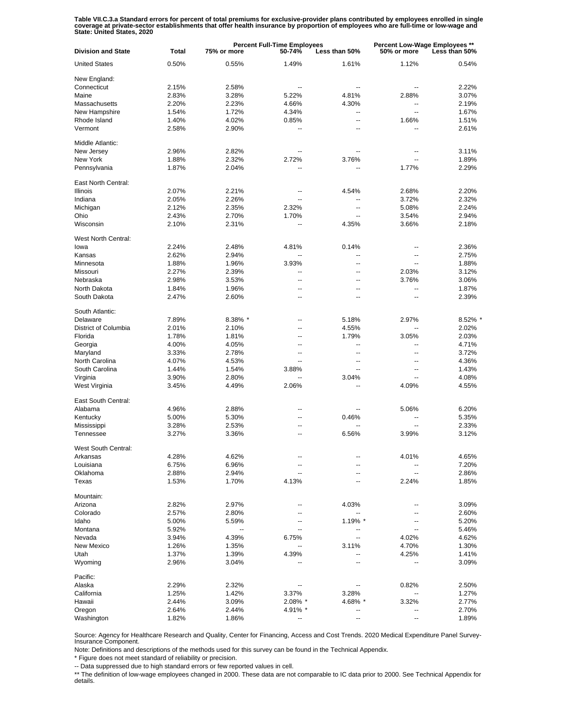**Table VII.C.3.a Standard errors for percent of total premiums for exclusive-provider plans contributed by employees enrolled in single coverage at private-sector establishments that offer health insurance by proportion of employees who are full-time or low-wage and State: United States, 2020**

| Division and State | Total | Percent Full-Time Employees 75% or more | 50-74% | Less than 50% | Percent Low-Wage Employees ** 50% or more | Less than 50% |
|---|---|---|---|---|---|---|
| United States | 0.50% | 0.55% | 1.49% | 1.61% | 1.12% | 0.54% |
| New England: | | | | | | |
| Connecticut | 2.15% | 2.58% | -- | -- | -- | 2.22% |
| Maine | 2.83% | 3.28% | 5.22% | 4.81% | 2.88% | 3.07% |
| Massachusetts | 2.20% | 2.23% | 4.66% | 4.30% | -- | 2.19% |
| New Hampshire | 1.54% | 1.72% | 4.34% | -- | -- | 1.67% |
| Rhode Island | 1.40% | 4.02% | 0.85% | -- | 1.66% | 1.51% |
| Vermont | 2.58% | 2.90% | -- | -- | -- | 2.61% |
| Middle Atlantic: | | | | | | |
| New Jersey | 2.96% | 2.82% | -- | -- | -- | 3.11% |
| New York | 1.88% | 2.32% | 2.72% | 3.76% | -- | 1.89% |
| Pennsylvania | 1.87% | 2.04% | -- | -- | 1.77% | 2.29% |
| East North Central: | | | | | | |
| Illinois | 2.07% | 2.21% | -- | 4.54% | 2.68% | 2.20% |
| Indiana | 2.05% | 2.26% | -- | -- | 3.72% | 2.32% |
| Michigan | 2.12% | 2.35% | 2.32% | -- | 5.08% | 2.24% |
| Ohio | 2.43% | 2.70% | 1.70% | -- | 3.54% | 2.94% |
| Wisconsin | 2.10% | 2.31% | -- | 4.35% | 3.66% | 2.18% |
| West North Central: | | | | | | |
| Iowa | 2.24% | 2.48% | 4.81% | 0.14% | -- | 2.36% |
| Kansas | 2.62% | 2.94% | -- | -- | -- | 2.75% |
| Minnesota | 1.88% | 1.96% | 3.93% | -- | -- | 1.88% |
| Missouri | 2.27% | 2.39% | -- | -- | 2.03% | 3.12% |
| Nebraska | 2.98% | 3.53% | -- | -- | 3.76% | 3.06% |
| North Dakota | 1.84% | 1.96% | -- | -- | -- | 1.87% |
| South Dakota | 2.47% | 2.60% | -- | -- | -- | 2.39% |
| South Atlantic: | | | | | | |
| Delaware | 7.89% | 8.38% * | -- | 5.18% | 2.97% | 8.52% * |
| District of Columbia | 2.01% | 2.10% | -- | 4.55% | -- | 2.02% |
| Florida | 1.78% | 1.81% | -- | 1.79% | 3.05% | 2.03% |
| Georgia | 4.00% | 4.05% | -- | -- | -- | 4.71% |
| Maryland | 3.33% | 2.78% | -- | -- | -- | 3.72% |
| North Carolina | 4.07% | 4.53% | -- | -- | -- | 4.36% |
| South Carolina | 1.44% | 1.54% | 3.88% | -- | -- | 1.43% |
| Virginia | 3.90% | 2.80% | -- | 3.04% | -- | 4.08% |
| West Virginia | 3.45% | 4.49% | 2.06% | -- | 4.09% | 4.55% |
| East South Central: | | | | | | |
| Alabama | 4.96% | 2.88% | -- | -- | 5.06% | 6.20% |
| Kentucky | 5.00% | 5.30% | -- | 0.46% | -- | 5.35% |
| Mississippi | 3.28% | 2.53% | -- | -- | -- | 2.33% |
| Tennessee | 3.27% | 3.36% | -- | 6.56% | 3.99% | 3.12% |
| West South Central: | | | | | | |
| Arkansas | 4.28% | 4.62% | -- | -- | 4.01% | 4.65% |
| Louisiana | 6.75% | 6.96% | -- | -- | -- | 7.20% |
| Oklahoma | 2.88% | 2.94% | -- | -- | -- | 2.86% |
| Texas | 1.53% | 1.70% | 4.13% | -- | 2.24% | 1.85% |
| Mountain: | | | | | | |
| Arizona | 2.82% | 2.97% | -- | 4.03% | -- | 3.09% |
| Colorado | 2.57% | 2.80% | -- | -- | -- | 2.60% |
| Idaho | 5.00% | 5.59% | -- | 1.19% * | -- | 5.20% |
| Montana | 5.92% | -- | -- | -- | -- | 5.46% |
| Nevada | 3.94% | 4.39% | 6.75% | -- | 4.02% | 4.62% |
| New Mexico | 1.26% | 1.35% | -- | 3.11% | 4.70% | 1.30% |
| Utah | 1.37% | 1.39% | 4.39% | -- | 4.25% | 1.41% |
| Wyoming | 2.96% | 3.04% | -- | -- | -- | 3.09% |
| Pacific: | | | | | | |
| Alaska | 2.29% | 2.32% | -- | -- | 0.82% | 2.50% |
| California | 1.25% | 1.42% | 3.37% | 3.28% | -- | 1.27% |
| Hawaii | 2.44% | 3.09% | 2.08% * | 4.68% * | 3.32% | 2.77% |
| Oregon | 2.64% | 2.44% | 4.91% * | -- | -- | 2.70% |
| Washington | 1.82% | 1.86% | -- | -- | -- | 1.89% |

Source: Agency for Healthcare Research and Quality, Center for Financing, Access and Cost Trends. 2020 Medical Expenditure Panel Survey-Insurance Component.

Note: Definitions and descriptions of the methods used for this survey can be found in the Technical Appendix.

* Figure does not meet standard of reliability or precision.

-- Data suppressed due to high standard errors or few reported values in cell.

** The definition of low-wage employees changed in 2000. These data are not comparable to IC data prior to 2000. See Technical Appendix for details.